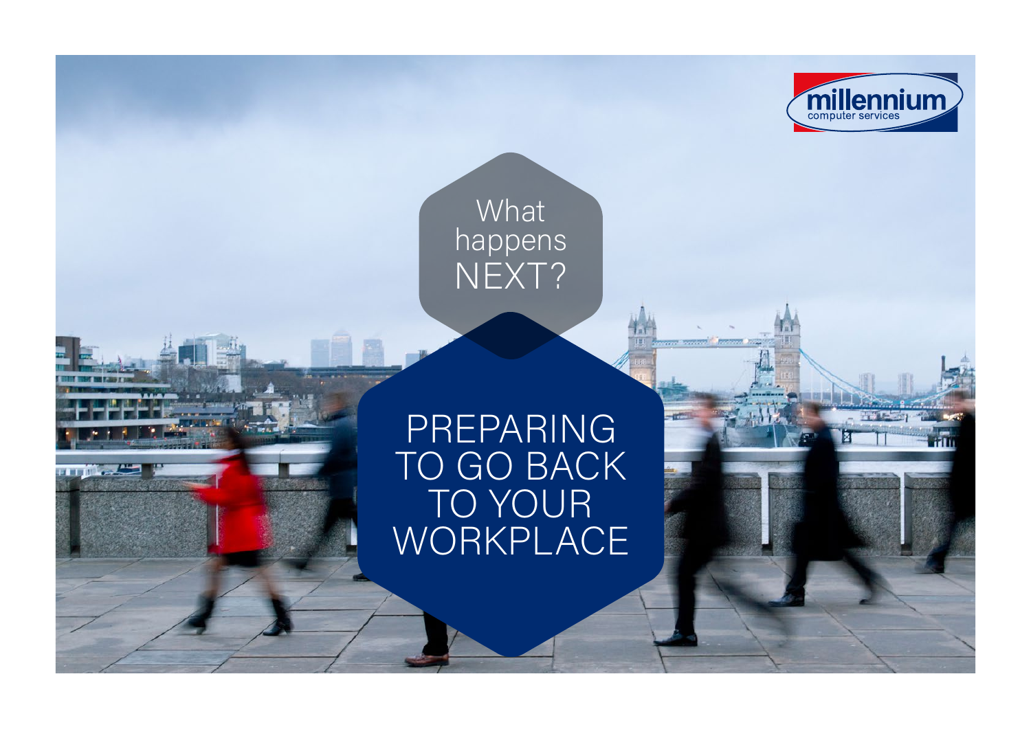millennium
computer services

What happens NEXT?

# PREPARING TO GO BACK TO YOUR WORKPLACE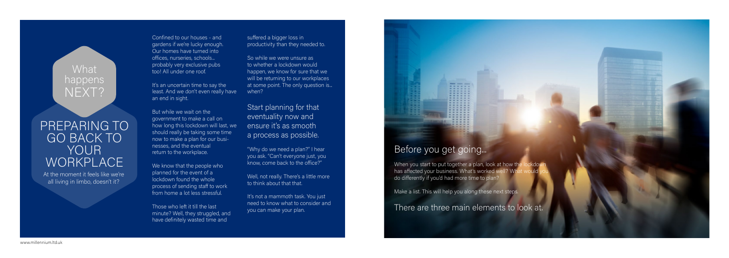## What happens NEXT?

# PREPARING TO GO BACK TO YOUR WORKPLACE

At the moment it feels like we're all living in limbo, doesn't it?

Confined to our houses - and gardens if we're lucky enough. Our homes have turned into offices, nurseries, schools... probably very exclusive pubs too! All under one roof.

It's an uncertain time to say the least. And we don't even really have an end in sight.

But while we wait on the government to make a call on how long this lockdown will last, we should really be taking some time now to make a plan for our businesses, and the eventual return to the workplace.

We know that the people who planned for the event of a lockdown found the whole process of sending staff to work from home a lot less stressful.

Those who left it till the last minute? Well, they struggled, and have definitely wasted time and suffered a bigger loss in productivity than they needed to.

So while we were unsure as to whether a lockdown would happen, we know for sure that we will be returning to our workplaces at some point. The only question is... when?

### Start planning for that eventuality now and ensure it's as smooth a process as possible.

"Why do we need a plan?" I hear you ask. "Can't everyone just, you know, come back to the office?"

Well, not really. There's a little more to think about that that.

It's not a mammoth task. You just need to know what to consider and you can make your plan.

## Before you get going...

When you start to put together a plan, look at how the lockdown has affected your business. What's worked well? What would you do differently if you'd had more time to plan?

Make a list. This will help you along these next steps.

### There are three main elements to look at.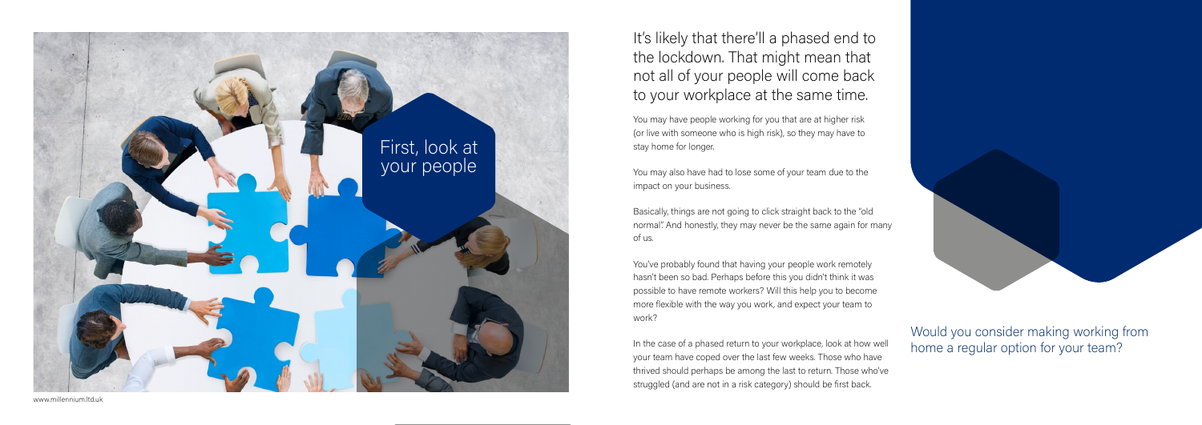# First, look at your people

## It's likely that there'll a phased end to the lockdown. That might mean that not all of your people will come back to your workplace at the same time.

You may have people working for you that are at higher risk (or live with someone who is high risk), so they may have to stay home for longer.

You may also have had to lose some of your team due to the impact on your business.

Basically, things are not going to click straight back to the "old normal". And honestly, they may never be the same again for many of us.

You've probably found that having your people work remotely hasn't been so bad. Perhaps before this you didn't think it was possible to have remote workers? Will this help you to become more flexible with the way you work, and expect your team to work?

In the case of a phased return to your workplace, look at how well your team have coped over the last few weeks. Those who have thrived should perhaps be among the last to return. Those who've struggled (and are not in a risk category) should be first back.

### Would you consider making working from home a regular option for your team?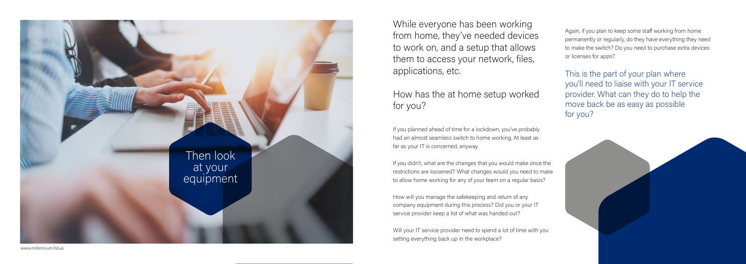## Then look at your equipment

While everyone has been working from home, they've needed devices to work on, and a setup that allows them to access your network, files, applications, etc.

### How has the at home setup worked for you?

If you planned ahead of time for a lockdown, you've probably had an almost seamless switch to home working. At least as far as your IT is concerned, anyway.

If you didn't, what are the changes that you would make once the restrictions are loosened? What changes would you need to make to allow home working for any of your team on a regular basis?

How will you manage the safekeeping and return of any company equipment during this process? Did you or your IT service provider keep a list of what was handed out?

Will your IT service provider need to spend a lot of time with you setting everything back up in the workplace?

Again, if you plan to keep some staff working from home permanently or regularly, do they have everything they need to make the switch? Do you need to purchase extra devices or licenses for apps?

This is the part of your plan where you'll need to liaise with your IT service provider. What can they do to help the move back be as easy as possible for you?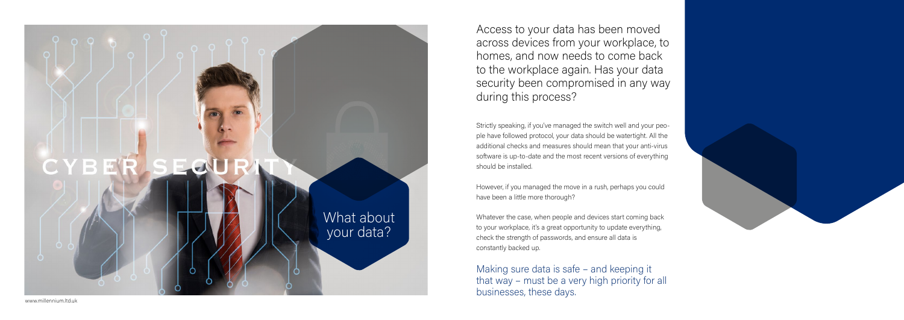# CYBER SECURITY

## What about your data?

Access to your data has been moved across devices from your workplace, to homes, and now needs to come back to the workplace again. Has your data security been compromised in any way during this process?

Strictly speaking, if you've managed the switch well and your people have followed protocol, your data should be watertight. All the additional checks and measures should mean that your anti-virus software is up-to-date and the most recent versions of everything should be installed.

However, if you managed the move in a rush, perhaps you could have been a little more thorough?

Whatever the case, when people and devices start coming back to your workplace, it's a great opportunity to update everything, check the strength of passwords, and ensure all data is constantly backed up.

Making sure data is safe – and keeping it that way – must be a very high priority for all businesses, these days.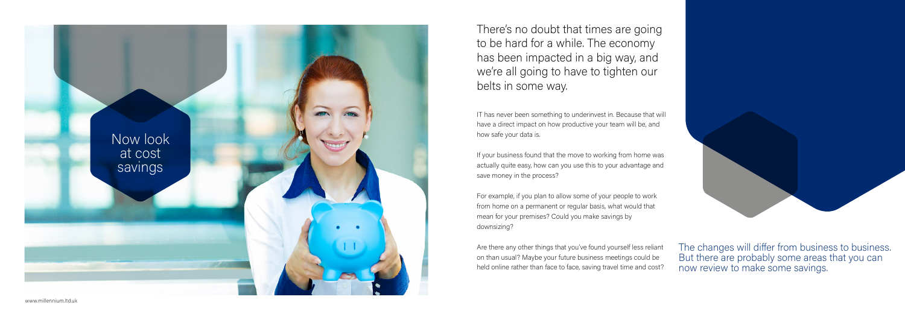# Now look at cost savings

There's no doubt that times are going to be hard for a while. The economy has been impacted in a big way, and we're all going to have to tighten our belts in some way.

IT has never been something to underinvest in. Because that will have a direct impact on how productive your team will be, and how safe your data is.

If your business found that the move to working from home was actually quite easy, how can you use this to your advantage and save money in the process?

For example, if you plan to allow some of your people to work from home on a permanent or regular basis, what would that mean for your premises? Could you make savings by downsizing?

Are there any other things that you've found yourself less reliant on than usual? Maybe your future business meetings could be held online rather than face to face, saving travel time and cost?

The changes will differ from business to business. But there are probably some areas that you can now review to make some savings.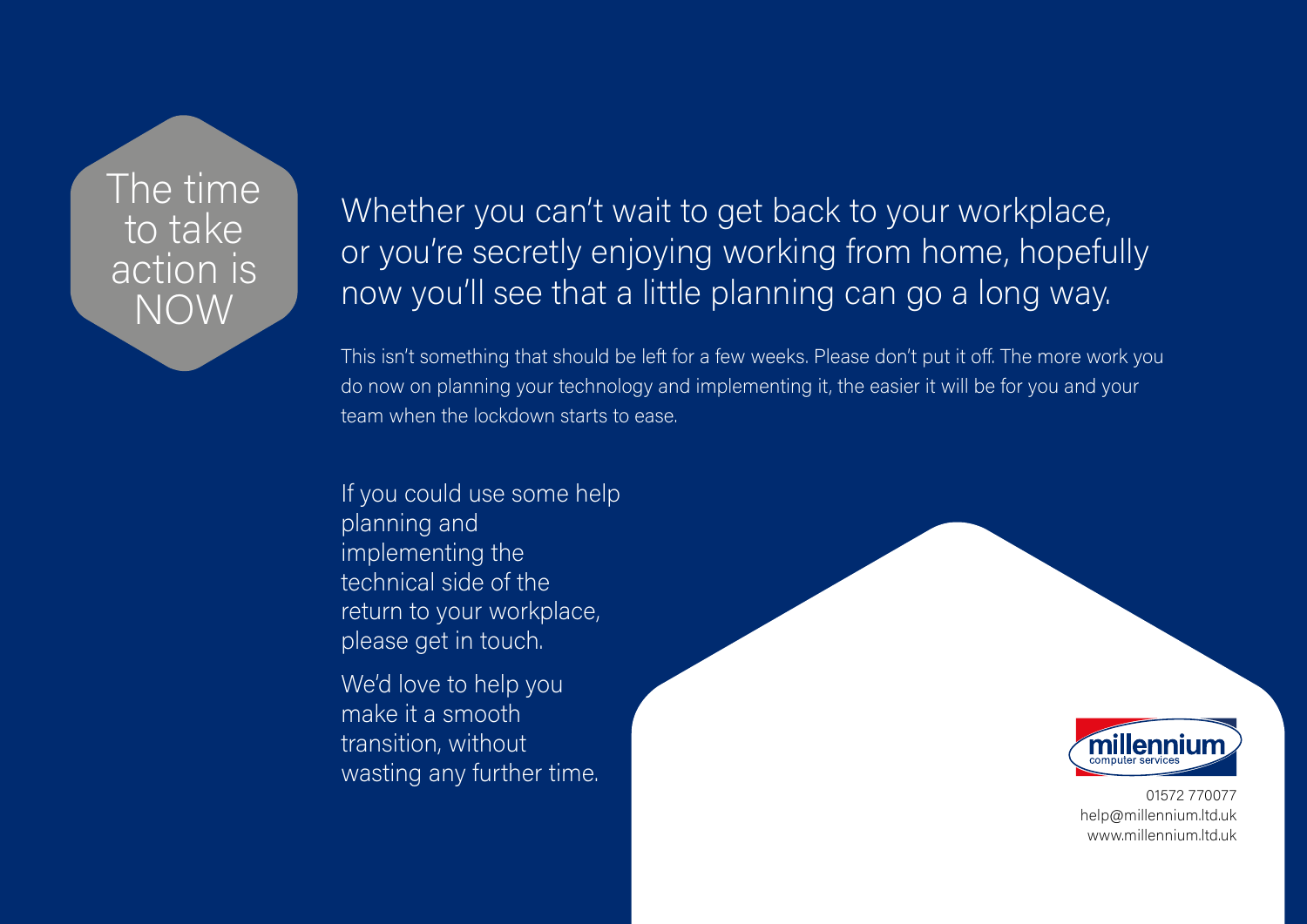## The time to take action is NOW

Whether you can't wait to get back to your workplace, or you're secretly enjoying working from home, hopefully now you'll see that a little planning can go a long way.

This isn't something that should be left for a few weeks. Please don't put it off. The more work you do now on planning your technology and implementing it, the easier it will be for you and your team when the lockdown starts to ease.

If you could use some help planning and implementing the technical side of the return to your workplace, please get in touch.

We'd love to help you make it a smooth transition, without wasting any further time.

millennium computer services

01572 770077
help@millennium.ltd.uk
www.millennium.ltd.uk